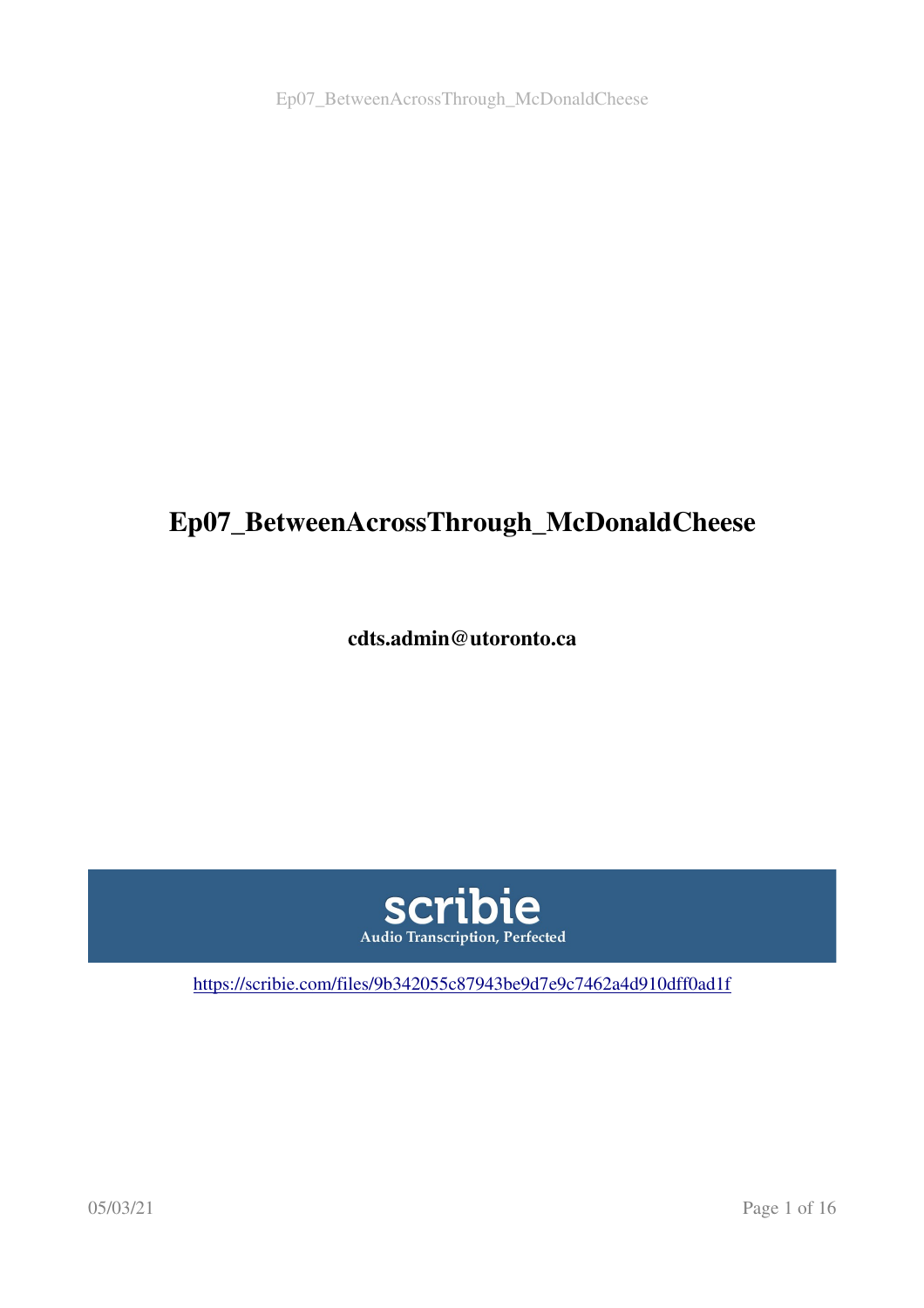# Ep07_BetweenAcrossThrough_McDonaldCheese

**cdts.admin@utoronto.ca**

scribie
Audio Transcription, Perfected

https://scribie.com/files/9b342055c87943be9d7e9c7462a4d910dff0ad1f

05/03/21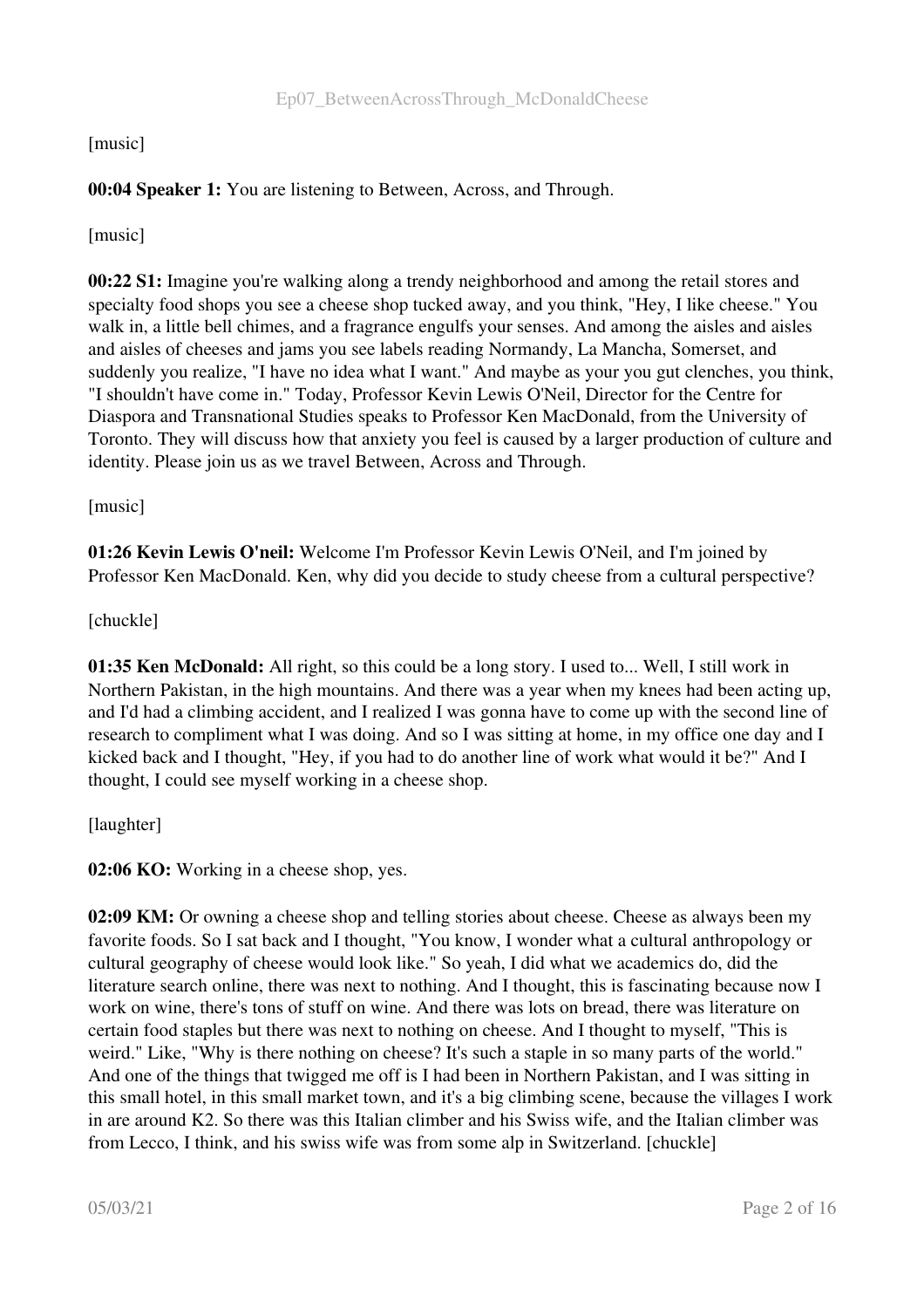[music]

**00:04 Speaker 1:** You are listening to Between, Across, and Through.

[music]

**00:22 S1:** Imagine you're walking along a trendy neighborhood and among the retail stores and specialty food shops you see a cheese shop tucked away, and you think, "Hey, I like cheese." You walk in, a little bell chimes, and a fragrance engulfs your senses. And among the aisles and aisles and aisles of cheeses and jams you see labels reading Normandy, La Mancha, Somerset, and suddenly you realize, "I have no idea what I want." And maybe as your you gut clenches, you think, "I shouldn't have come in." Today, Professor Kevin Lewis O'Neil, Director for the Centre for Diaspora and Transnational Studies speaks to Professor Ken MacDonald, from the University of Toronto. They will discuss how that anxiety you feel is caused by a larger production of culture and identity. Please join us as we travel Between, Across and Through.

[music]

**01:26 Kevin Lewis O'neil:** Welcome I'm Professor Kevin Lewis O'Neil, and I'm joined by Professor Ken MacDonald. Ken, why did you decide to study cheese from a cultural perspective?

[chuckle]

**01:35 Ken McDonald:** All right, so this could be a long story. I used to... Well, I still work in Northern Pakistan, in the high mountains. And there was a year when my knees had been acting up, and I'd had a climbing accident, and I realized I was gonna have to come up with the second line of research to compliment what I was doing. And so I was sitting at home, in my office one day and I kicked back and I thought, "Hey, if you had to do another line of work what would it be?" And I thought, I could see myself working in a cheese shop.

[laughter]

**02:06 KO:** Working in a cheese shop, yes.

**02:09 KM:** Or owning a cheese shop and telling stories about cheese. Cheese as always been my favorite foods. So I sat back and I thought, "You know, I wonder what a cultural anthropology or cultural geography of cheese would look like." So yeah, I did what we academics do, did the literature search online, there was next to nothing. And I thought, this is fascinating because now I work on wine, there's tons of stuff on wine. And there was lots on bread, there was literature on certain food staples but there was next to nothing on cheese. And I thought to myself, "This is weird." Like, "Why is there nothing on cheese? It's such a staple in so many parts of the world." And one of the things that twigged me off is I had been in Northern Pakistan, and I was sitting in this small hotel, in this small market town, and it's a big climbing scene, because the villages I work in are around K2. So there was this Italian climber and his Swiss wife, and the Italian climber was from Lecco, I think, and his swiss wife was from some alp in Switzerland. [chuckle]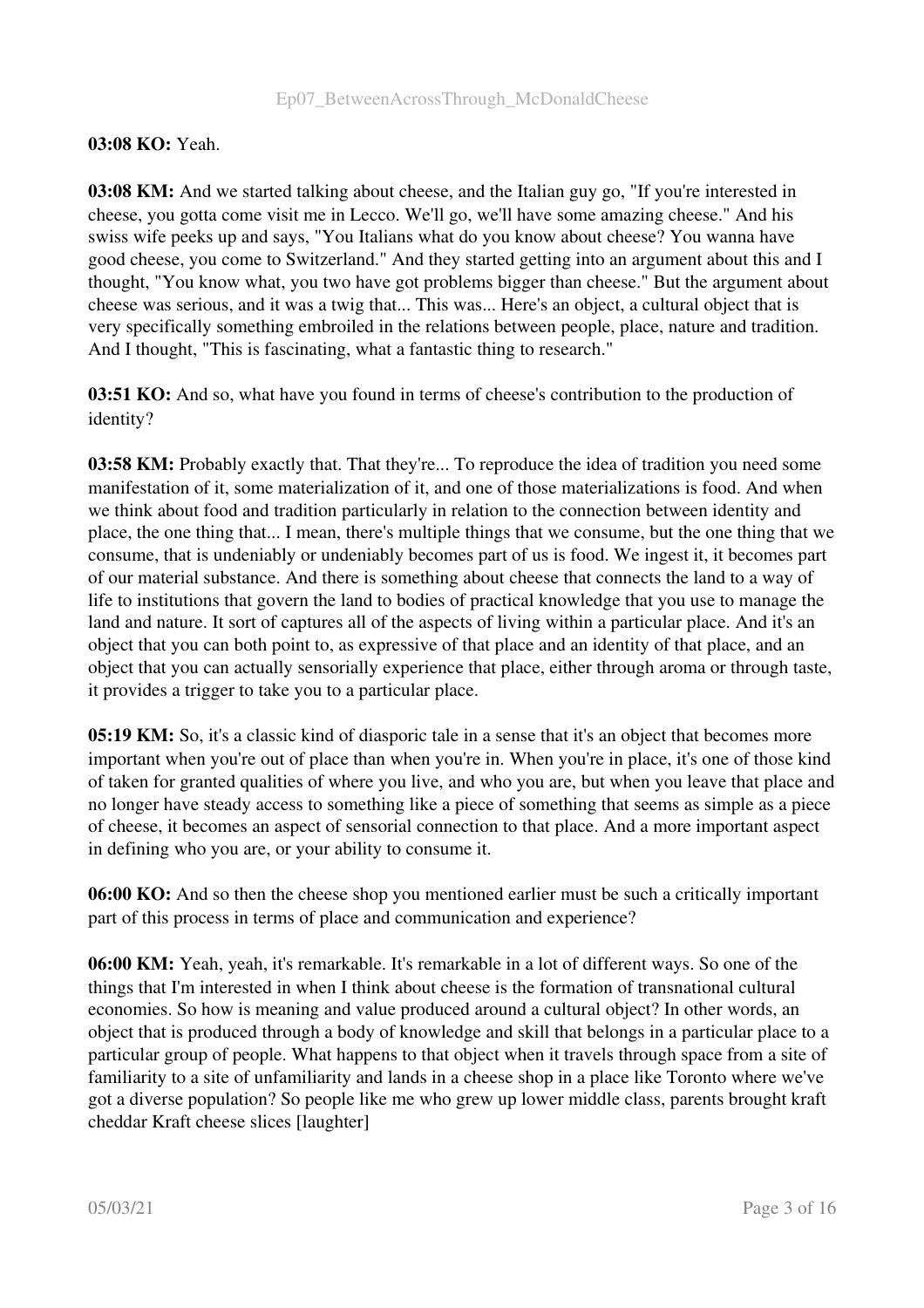**03:08 KO:** Yeah.

**03:08 KM:** And we started talking about cheese, and the Italian guy go, "If you're interested in cheese, you gotta come visit me in Lecco. We'll go, we'll have some amazing cheese." And his swiss wife peeks up and says, "You Italians what do you know about cheese? You wanna have good cheese, you come to Switzerland." And they started getting into an argument about this and I thought, "You know what, you two have got problems bigger than cheese." But the argument about cheese was serious, and it was a twig that... This was... Here's an object, a cultural object that is very specifically something embroiled in the relations between people, place, nature and tradition. And I thought, "This is fascinating, what a fantastic thing to research."

**03:51 KO:** And so, what have you found in terms of cheese's contribution to the production of identity?

**03:58 KM:** Probably exactly that. That they're... To reproduce the idea of tradition you need some manifestation of it, some materialization of it, and one of those materializations is food. And when we think about food and tradition particularly in relation to the connection between identity and place, the one thing that... I mean, there's multiple things that we consume, but the one thing that we consume, that is undeniably or undeniably becomes part of us is food. We ingest it, it becomes part of our material substance. And there is something about cheese that connects the land to a way of life to institutions that govern the land to bodies of practical knowledge that you use to manage the land and nature. It sort of captures all of the aspects of living within a particular place. And it's an object that you can both point to, as expressive of that place and an identity of that place, and an object that you can actually sensorially experience that place, either through aroma or through taste, it provides a trigger to take you to a particular place.

**05:19 KM:** So, it's a classic kind of diasporic tale in a sense that it's an object that becomes more important when you're out of place than when you're in. When you're in place, it's one of those kind of taken for granted qualities of where you live, and who you are, but when you leave that place and no longer have steady access to something like a piece of something that seems as simple as a piece of cheese, it becomes an aspect of sensorial connection to that place. And a more important aspect in defining who you are, or your ability to consume it.

**06:00 KO:** And so then the cheese shop you mentioned earlier must be such a critically important part of this process in terms of place and communication and experience?

**06:00 KM:** Yeah, yeah, it's remarkable. It's remarkable in a lot of different ways. So one of the things that I'm interested in when I think about cheese is the formation of transnational cultural economies. So how is meaning and value produced around a cultural object? In other words, an object that is produced through a body of knowledge and skill that belongs in a particular place to a particular group of people. What happens to that object when it travels through space from a site of familiarity to a site of unfamiliarity and lands in a cheese shop in a place like Toronto where we've got a diverse population? So people like me who grew up lower middle class, parents brought kraft cheddar Kraft cheese slices [laughter]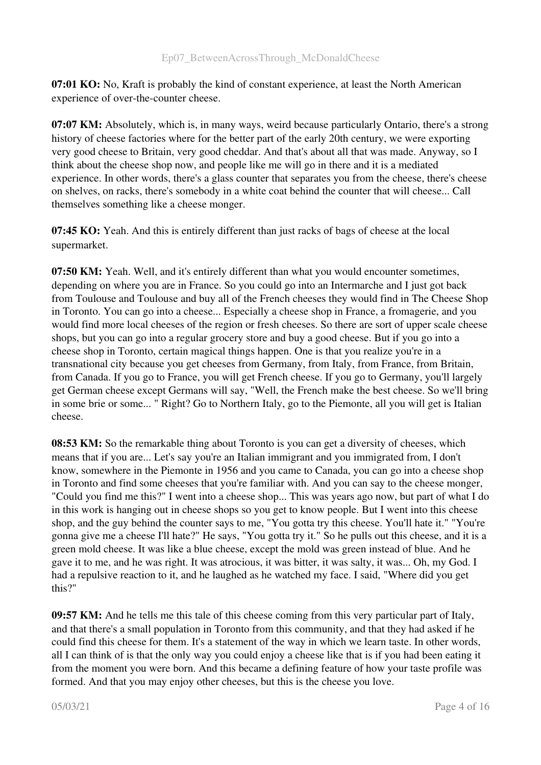**07:01 KO:** No, Kraft is probably the kind of constant experience, at least the North American experience of over-the-counter cheese.

**07:07 KM:** Absolutely, which is, in many ways, weird because particularly Ontario, there's a strong history of cheese factories where for the better part of the early 20th century, we were exporting very good cheese to Britain, very good cheddar. And that's about all that was made. Anyway, so I think about the cheese shop now, and people like me will go in there and it is a mediated experience. In other words, there's a glass counter that separates you from the cheese, there's cheese on shelves, on racks, there's somebody in a white coat behind the counter that will cheese... Call themselves something like a cheese monger.

**07:45 KO:** Yeah. And this is entirely different than just racks of bags of cheese at the local supermarket.

**07:50 KM:** Yeah. Well, and it's entirely different than what you would encounter sometimes, depending on where you are in France. So you could go into an Intermarche and I just got back from Toulouse and Toulouse and buy all of the French cheeses they would find in The Cheese Shop in Toronto. You can go into a cheese... Especially a cheese shop in France, a fromagerie, and you would find more local cheeses of the region or fresh cheeses. So there are sort of upper scale cheese shops, but you can go into a regular grocery store and buy a good cheese. But if you go into a cheese shop in Toronto, certain magical things happen. One is that you realize you're in a transnational city because you get cheeses from Germany, from Italy, from France, from Britain, from Canada. If you go to France, you will get French cheese. If you go to Germany, you'll largely get German cheese except Germans will say, "Well, the French make the best cheese. So we'll bring in some brie or some... " Right? Go to Northern Italy, go to the Piemonte, all you will get is Italian cheese.

**08:53 KM:** So the remarkable thing about Toronto is you can get a diversity of cheeses, which means that if you are... Let's say you're an Italian immigrant and you immigrated from, I don't know, somewhere in the Piemonte in 1956 and you came to Canada, you can go into a cheese shop in Toronto and find some cheeses that you're familiar with. And you can say to the cheese monger, "Could you find me this?" I went into a cheese shop... This was years ago now, but part of what I do in this work is hanging out in cheese shops so you get to know people. But I went into this cheese shop, and the guy behind the counter says to me, "You gotta try this cheese. You'll hate it." "You're gonna give me a cheese I'll hate?" He says, "You gotta try it." So he pulls out this cheese, and it is a green mold cheese. It was like a blue cheese, except the mold was green instead of blue. And he gave it to me, and he was right. It was atrocious, it was bitter, it was salty, it was... Oh, my God. I had a repulsive reaction to it, and he laughed as he watched my face. I said, "Where did you get this?"

**09:57 KM:** And he tells me this tale of this cheese coming from this very particular part of Italy, and that there's a small population in Toronto from this community, and that they had asked if he could find this cheese for them. It's a statement of the way in which we learn taste. In other words, all I can think of is that the only way you could enjoy a cheese like that is if you had been eating it from the moment you were born. And this became a defining feature of how your taste profile was formed. And that you may enjoy other cheeses, but this is the cheese you love.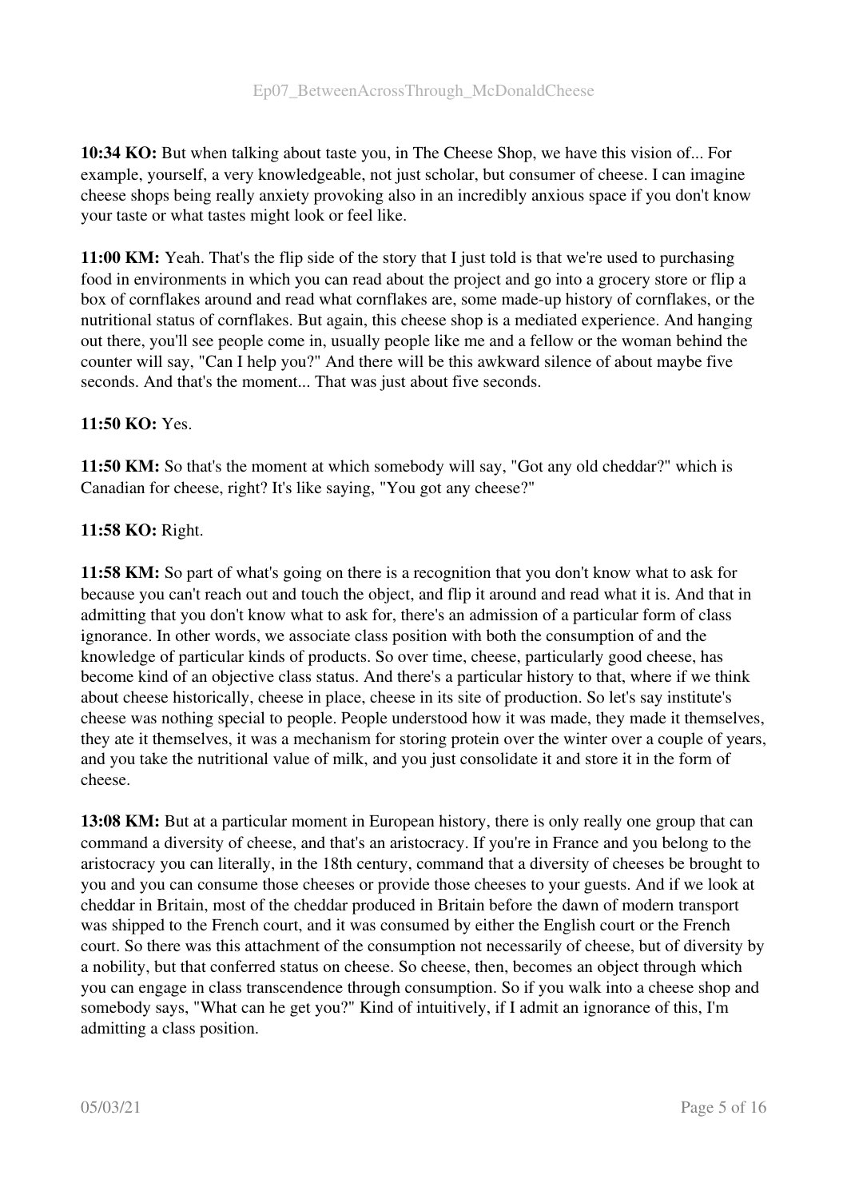**10:34 KO:** But when talking about taste you, in The Cheese Shop, we have this vision of... For example, yourself, a very knowledgeable, not just scholar, but consumer of cheese. I can imagine cheese shops being really anxiety provoking also in an incredibly anxious space if you don't know your taste or what tastes might look or feel like.

**11:00 KM:** Yeah. That's the flip side of the story that I just told is that we're used to purchasing food in environments in which you can read about the project and go into a grocery store or flip a box of cornflakes around and read what cornflakes are, some made-up history of cornflakes, or the nutritional status of cornflakes. But again, this cheese shop is a mediated experience. And hanging out there, you'll see people come in, usually people like me and a fellow or the woman behind the counter will say, "Can I help you?" And there will be this awkward silence of about maybe five seconds. And that's the moment... That was just about five seconds.

**11:50 KO:** Yes.

**11:50 KM:** So that's the moment at which somebody will say, "Got any old cheddar?" which is Canadian for cheese, right? It's like saying, "You got any cheese?"

**11:58 KO:** Right.

**11:58 KM:** So part of what's going on there is a recognition that you don't know what to ask for because you can't reach out and touch the object, and flip it around and read what it is. And that in admitting that you don't know what to ask for, there's an admission of a particular form of class ignorance. In other words, we associate class position with both the consumption of and the knowledge of particular kinds of products. So over time, cheese, particularly good cheese, has become kind of an objective class status. And there's a particular history to that, where if we think about cheese historically, cheese in place, cheese in its site of production. So let's say institute's cheese was nothing special to people. People understood how it was made, they made it themselves, they ate it themselves, it was a mechanism for storing protein over the winter over a couple of years, and you take the nutritional value of milk, and you just consolidate it and store it in the form of cheese.

**13:08 KM:** But at a particular moment in European history, there is only really one group that can command a diversity of cheese, and that's an aristocracy. If you're in France and you belong to the aristocracy you can literally, in the 18th century, command that a diversity of cheeses be brought to you and you can consume those cheeses or provide those cheeses to your guests. And if we look at cheddar in Britain, most of the cheddar produced in Britain before the dawn of modern transport was shipped to the French court, and it was consumed by either the English court or the French court. So there was this attachment of the consumption not necessarily of cheese, but of diversity by a nobility, but that conferred status on cheese. So cheese, then, becomes an object through which you can engage in class transcendence through consumption. So if you walk into a cheese shop and somebody says, "What can he get you?" Kind of intuitively, if I admit an ignorance of this, I'm admitting a class position.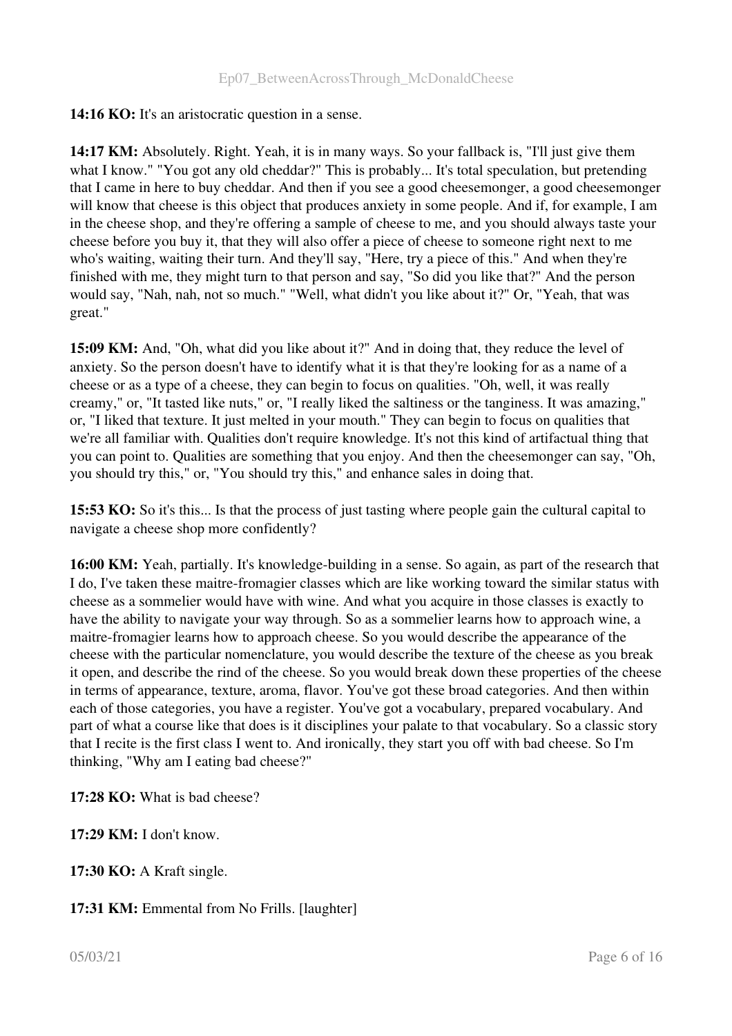**14:16 KO:** It's an aristocratic question in a sense.

**14:17 KM:** Absolutely. Right. Yeah, it is in many ways. So your fallback is, "I'll just give them what I know." "You got any old cheddar?" This is probably... It's total speculation, but pretending that I came in here to buy cheddar. And then if you see a good cheesemonger, a good cheesemonger will know that cheese is this object that produces anxiety in some people. And if, for example, I am in the cheese shop, and they're offering a sample of cheese to me, and you should always taste your cheese before you buy it, that they will also offer a piece of cheese to someone right next to me who's waiting, waiting their turn. And they'll say, "Here, try a piece of this." And when they're finished with me, they might turn to that person and say, "So did you like that?" And the person would say, "Nah, nah, not so much." "Well, what didn't you like about it?" Or, "Yeah, that was great."

**15:09 KM:** And, "Oh, what did you like about it?" And in doing that, they reduce the level of anxiety. So the person doesn't have to identify what it is that they're looking for as a name of a cheese or as a type of a cheese, they can begin to focus on qualities. "Oh, well, it was really creamy," or, "It tasted like nuts," or, "I really liked the saltiness or the tanginess. It was amazing," or, "I liked that texture. It just melted in your mouth." They can begin to focus on qualities that we're all familiar with. Qualities don't require knowledge. It's not this kind of artifactual thing that you can point to. Qualities are something that you enjoy. And then the cheesemonger can say, "Oh, you should try this," or, "You should try this," and enhance sales in doing that.

**15:53 KO:** So it's this... Is that the process of just tasting where people gain the cultural capital to navigate a cheese shop more confidently?

**16:00 KM:** Yeah, partially. It's knowledge-building in a sense. So again, as part of the research that I do, I've taken these maitre-fromagier classes which are like working toward the similar status with cheese as a sommelier would have with wine. And what you acquire in those classes is exactly to have the ability to navigate your way through. So as a sommelier learns how to approach wine, a maitre-fromagier learns how to approach cheese. So you would describe the appearance of the cheese with the particular nomenclature, you would describe the texture of the cheese as you break it open, and describe the rind of the cheese. So you would break down these properties of the cheese in terms of appearance, texture, aroma, flavor. You've got these broad categories. And then within each of those categories, you have a register. You've got a vocabulary, prepared vocabulary. And part of what a course like that does is it disciplines your palate to that vocabulary. So a classic story that I recite is the first class I went to. And ironically, they start you off with bad cheese. So I'm thinking, "Why am I eating bad cheese?"

**17:28 KO:** What is bad cheese?

**17:29 KM:** I don't know.

**17:30 KO:** A Kraft single.

**17:31 KM:** Emmental from No Frills. [laughter]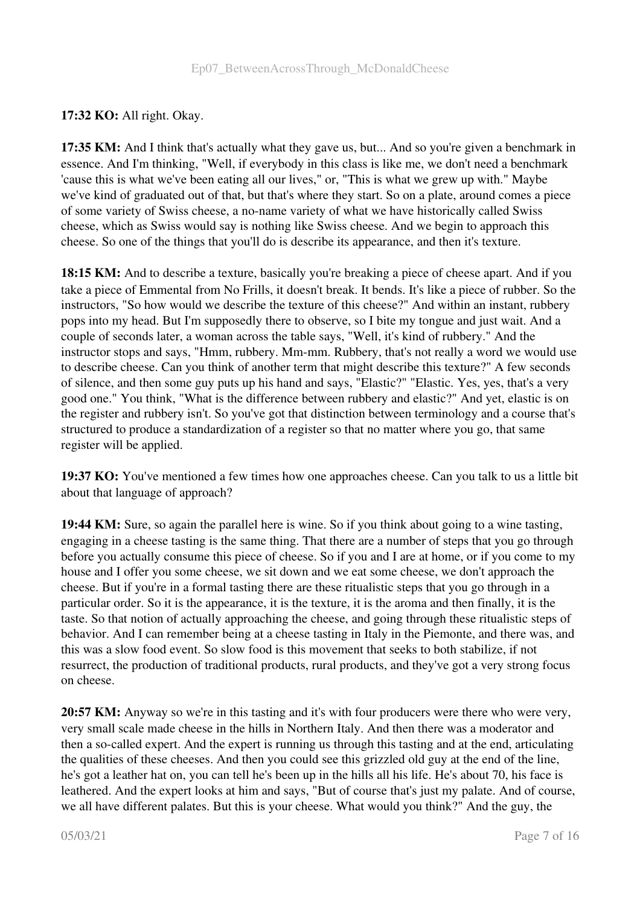**17:32 KO:** All right. Okay.

**17:35 KM:** And I think that's actually what they gave us, but... And so you're given a benchmark in essence. And I'm thinking, "Well, if everybody in this class is like me, we don't need a benchmark 'cause this is what we've been eating all our lives," or, "This is what we grew up with." Maybe we've kind of graduated out of that, but that's where they start. So on a plate, around comes a piece of some variety of Swiss cheese, a no-name variety of what we have historically called Swiss cheese, which as Swiss would say is nothing like Swiss cheese. And we begin to approach this cheese. So one of the things that you'll do is describe its appearance, and then it's texture.

**18:15 KM:** And to describe a texture, basically you're breaking a piece of cheese apart. And if you take a piece of Emmental from No Frills, it doesn't break. It bends. It's like a piece of rubber. So the instructors, "So how would we describe the texture of this cheese?" And within an instant, rubbery pops into my head. But I'm supposedly there to observe, so I bite my tongue and just wait. And a couple of seconds later, a woman across the table says, "Well, it's kind of rubbery." And the instructor stops and says, "Hmm, rubbery. Mm-mm. Rubbery, that's not really a word we would use to describe cheese. Can you think of another term that might describe this texture?" A few seconds of silence, and then some guy puts up his hand and says, "Elastic?" "Elastic. Yes, yes, that's a very good one." You think, "What is the difference between rubbery and elastic?" And yet, elastic is on the register and rubbery isn't. So you've got that distinction between terminology and a course that's structured to produce a standardization of a register so that no matter where you go, that same register will be applied.

**19:37 KO:** You've mentioned a few times how one approaches cheese. Can you talk to us a little bit about that language of approach?

**19:44 KM:** Sure, so again the parallel here is wine. So if you think about going to a wine tasting, engaging in a cheese tasting is the same thing. That there are a number of steps that you go through before you actually consume this piece of cheese. So if you and I are at home, or if you come to my house and I offer you some cheese, we sit down and we eat some cheese, we don't approach the cheese. But if you're in a formal tasting there are these ritualistic steps that you go through in a particular order. So it is the appearance, it is the texture, it is the aroma and then finally, it is the taste. So that notion of actually approaching the cheese, and going through these ritualistic steps of behavior. And I can remember being at a cheese tasting in Italy in the Piemonte, and there was, and this was a slow food event. So slow food is this movement that seeks to both stabilize, if not resurrect, the production of traditional products, rural products, and they've got a very strong focus on cheese.

**20:57 KM:** Anyway so we're in this tasting and it's with four producers were there who were very, very small scale made cheese in the hills in Northern Italy. And then there was a moderator and then a so-called expert. And the expert is running us through this tasting and at the end, articulating the qualities of these cheeses. And then you could see this grizzled old guy at the end of the line, he's got a leather hat on, you can tell he's been up in the hills all his life. He's about 70, his face is leathered. And the expert looks at him and says, "But of course that's just my palate. And of course, we all have different palates. But this is your cheese. What would you think?" And the guy, the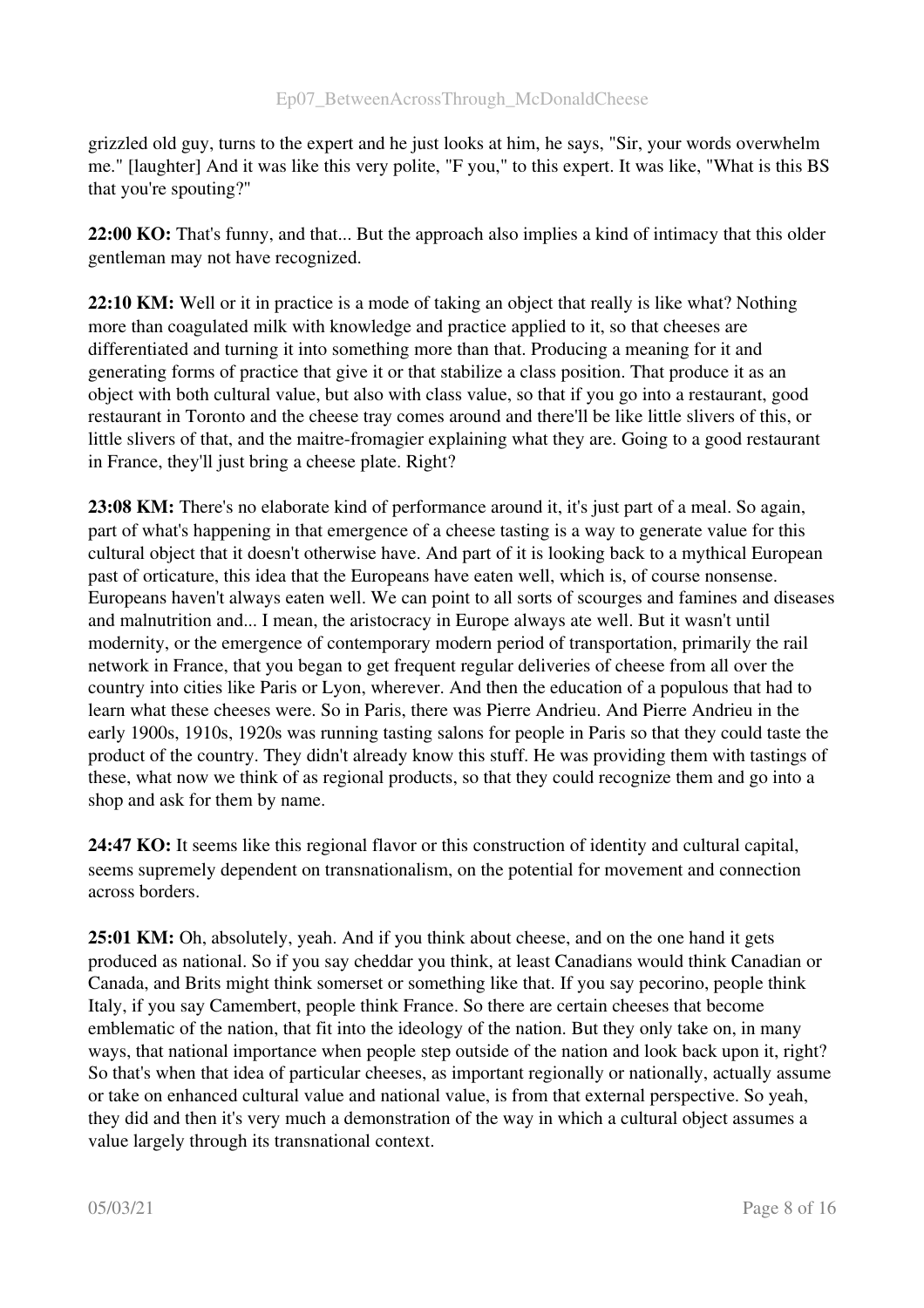grizzled old guy, turns to the expert and he just looks at him, he says, "Sir, your words overwhelm me." [laughter] And it was like this very polite, "F you," to this expert. It was like, "What is this BS that you're spouting?"

**22:00 KO:** That's funny, and that... But the approach also implies a kind of intimacy that this older gentleman may not have recognized.

**22:10 KM:** Well or it in practice is a mode of taking an object that really is like what? Nothing more than coagulated milk with knowledge and practice applied to it, so that cheeses are differentiated and turning it into something more than that. Producing a meaning for it and generating forms of practice that give it or that stabilize a class position. That produce it as an object with both cultural value, but also with class value, so that if you go into a restaurant, good restaurant in Toronto and the cheese tray comes around and there'll be like little slivers of this, or little slivers of that, and the maitre-fromagier explaining what they are. Going to a good restaurant in France, they'll just bring a cheese plate. Right?

**23:08 KM:** There's no elaborate kind of performance around it, it's just part of a meal. So again, part of what's happening in that emergence of a cheese tasting is a way to generate value for this cultural object that it doesn't otherwise have. And part of it is looking back to a mythical European past of orticature, this idea that the Europeans have eaten well, which is, of course nonsense. Europeans haven't always eaten well. We can point to all sorts of scourges and famines and diseases and malnutrition and... I mean, the aristocracy in Europe always ate well. But it wasn't until modernity, or the emergence of contemporary modern period of transportation, primarily the rail network in France, that you began to get frequent regular deliveries of cheese from all over the country into cities like Paris or Lyon, wherever. And then the education of a populous that had to learn what these cheeses were. So in Paris, there was Pierre Andrieu. And Pierre Andrieu in the early 1900s, 1910s, 1920s was running tasting salons for people in Paris so that they could taste the product of the country. They didn't already know this stuff. He was providing them with tastings of these, what now we think of as regional products, so that they could recognize them and go into a shop and ask for them by name.

**24:47 KO:** It seems like this regional flavor or this construction of identity and cultural capital, seems supremely dependent on transnationalism, on the potential for movement and connection across borders.

**25:01 KM:** Oh, absolutely, yeah. And if you think about cheese, and on the one hand it gets produced as national. So if you say cheddar you think, at least Canadians would think Canadian or Canada, and Brits might think somerset or something like that. If you say pecorino, people think Italy, if you say Camembert, people think France. So there are certain cheeses that become emblematic of the nation, that fit into the ideology of the nation. But they only take on, in many ways, that national importance when people step outside of the nation and look back upon it, right? So that's when that idea of particular cheeses, as important regionally or nationally, actually assume or take on enhanced cultural value and national value, is from that external perspective. So yeah, they did and then it's very much a demonstration of the way in which a cultural object assumes a value largely through its transnational context.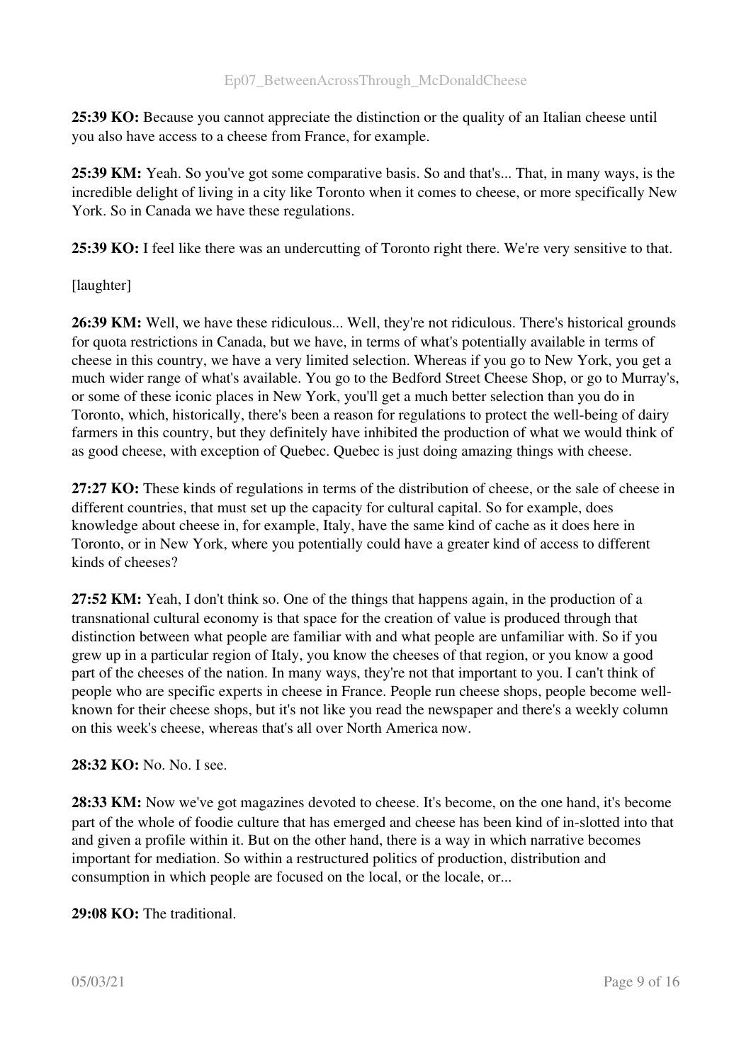**25:39 KO:** Because you cannot appreciate the distinction or the quality of an Italian cheese until you also have access to a cheese from France, for example.

**25:39 KM:** Yeah. So you've got some comparative basis. So and that's... That, in many ways, is the incredible delight of living in a city like Toronto when it comes to cheese, or more specifically New York. So in Canada we have these regulations.

**25:39 KO:** I feel like there was an undercutting of Toronto right there. We're very sensitive to that.

[laughter]

**26:39 KM:** Well, we have these ridiculous... Well, they're not ridiculous. There's historical grounds for quota restrictions in Canada, but we have, in terms of what's potentially available in terms of cheese in this country, we have a very limited selection. Whereas if you go to New York, you get a much wider range of what's available. You go to the Bedford Street Cheese Shop, or go to Murray's, or some of these iconic places in New York, you'll get a much better selection than you do in Toronto, which, historically, there's been a reason for regulations to protect the well-being of dairy farmers in this country, but they definitely have inhibited the production of what we would think of as good cheese, with exception of Quebec. Quebec is just doing amazing things with cheese.

**27:27 KO:** These kinds of regulations in terms of the distribution of cheese, or the sale of cheese in different countries, that must set up the capacity for cultural capital. So for example, does knowledge about cheese in, for example, Italy, have the same kind of cache as it does here in Toronto, or in New York, where you potentially could have a greater kind of access to different kinds of cheeses?

**27:52 KM:** Yeah, I don't think so. One of the things that happens again, in the production of a transnational cultural economy is that space for the creation of value is produced through that distinction between what people are familiar with and what people are unfamiliar with. So if you grew up in a particular region of Italy, you know the cheeses of that region, or you know a good part of the cheeses of the nation. In many ways, they're not that important to you. I can't think of people who are specific experts in cheese in France. People run cheese shops, people become well-known for their cheese shops, but it's not like you read the newspaper and there's a weekly column on this week's cheese, whereas that's all over North America now.

**28:32 KO:** No. No. I see.

**28:33 KM:** Now we've got magazines devoted to cheese. It's become, on the one hand, it's become part of the whole of foodie culture that has emerged and cheese has been kind of in-slotted into that and given a profile within it. But on the other hand, there is a way in which narrative becomes important for mediation. So within a restructured politics of production, distribution and consumption in which people are focused on the local, or the locale, or...

**29:08 KO:** The traditional.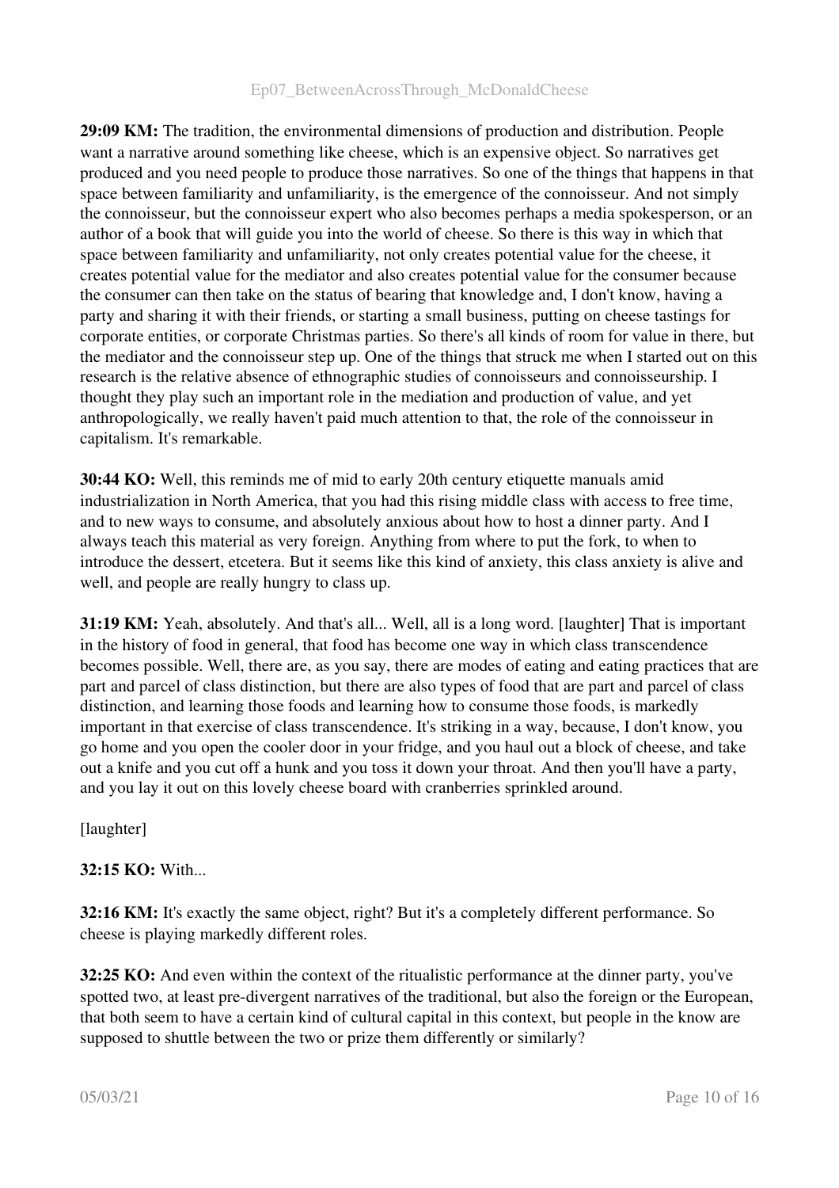**29:09 KM:** The tradition, the environmental dimensions of production and distribution. People want a narrative around something like cheese, which is an expensive object. So narratives get produced and you need people to produce those narratives. So one of the things that happens in that space between familiarity and unfamiliarity, is the emergence of the connoisseur. And not simply the connoisseur, but the connoisseur expert who also becomes perhaps a media spokesperson, or an author of a book that will guide you into the world of cheese. So there is this way in which that space between familiarity and unfamiliarity, not only creates potential value for the cheese, it creates potential value for the mediator and also creates potential value for the consumer because the consumer can then take on the status of bearing that knowledge and, I don't know, having a party and sharing it with their friends, or starting a small business, putting on cheese tastings for corporate entities, or corporate Christmas parties. So there's all kinds of room for value in there, but the mediator and the connoisseur step up. One of the things that struck me when I started out on this research is the relative absence of ethnographic studies of connoisseurs and connoisseurship. I thought they play such an important role in the mediation and production of value, and yet anthropologically, we really haven't paid much attention to that, the role of the connoisseur in capitalism. It's remarkable.

**30:44 KO:** Well, this reminds me of mid to early 20th century etiquette manuals amid industrialization in North America, that you had this rising middle class with access to free time, and to new ways to consume, and absolutely anxious about how to host a dinner party. And I always teach this material as very foreign. Anything from where to put the fork, to when to introduce the dessert, etcetera. But it seems like this kind of anxiety, this class anxiety is alive and well, and people are really hungry to class up.

**31:19 KM:** Yeah, absolutely. And that's all... Well, all is a long word. [laughter] That is important in the history of food in general, that food has become one way in which class transcendence becomes possible. Well, there are, as you say, there are modes of eating and eating practices that are part and parcel of class distinction, but there are also types of food that are part and parcel of class distinction, and learning those foods and learning how to consume those foods, is markedly important in that exercise of class transcendence. It's striking in a way, because, I don't know, you go home and you open the cooler door in your fridge, and you haul out a block of cheese, and take out a knife and you cut off a hunk and you toss it down your throat. And then you'll have a party, and you lay it out on this lovely cheese board with cranberries sprinkled around.

[laughter]

**32:15 KO:** With...

**32:16 KM:** It's exactly the same object, right? But it's a completely different performance. So cheese is playing markedly different roles.

**32:25 KO:** And even within the context of the ritualistic performance at the dinner party, you've spotted two, at least pre-divergent narratives of the traditional, but also the foreign or the European, that both seem to have a certain kind of cultural capital in this context, but people in the know are supposed to shuttle between the two or prize them differently or similarly?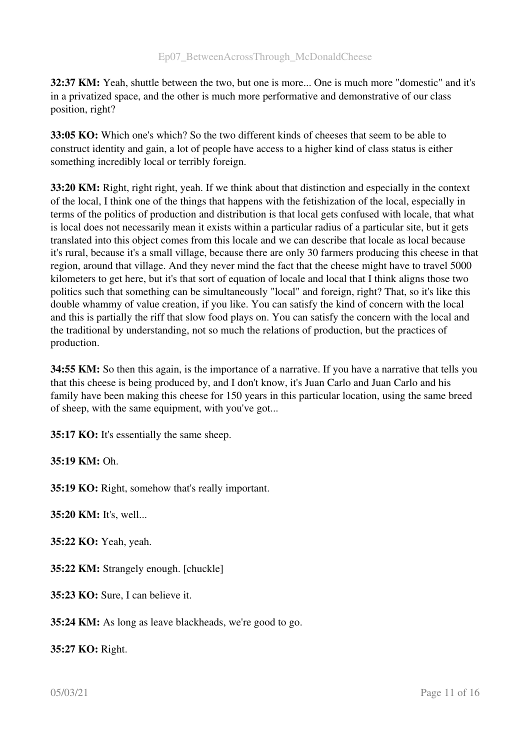**32:37 KM:** Yeah, shuttle between the two, but one is more... One is much more "domestic" and it's in a privatized space, and the other is much more performative and demonstrative of our class position, right?

**33:05 KO:** Which one's which? So the two different kinds of cheeses that seem to be able to construct identity and gain, a lot of people have access to a higher kind of class status is either something incredibly local or terribly foreign.

**33:20 KM:** Right, right right, yeah. If we think about that distinction and especially in the context of the local, I think one of the things that happens with the fetishization of the local, especially in terms of the politics of production and distribution is that local gets confused with locale, that what is local does not necessarily mean it exists within a particular radius of a particular site, but it gets translated into this object comes from this locale and we can describe that locale as local because it's rural, because it's a small village, because there are only 30 farmers producing this cheese in that region, around that village. And they never mind the fact that the cheese might have to travel 5000 kilometers to get here, but it's that sort of equation of locale and local that I think aligns those two politics such that something can be simultaneously "local" and foreign, right? That, so it's like this double whammy of value creation, if you like. You can satisfy the kind of concern with the local and this is partially the riff that slow food plays on. You can satisfy the concern with the local and the traditional by understanding, not so much the relations of production, but the practices of production.

**34:55 KM:** So then this again, is the importance of a narrative. If you have a narrative that tells you that this cheese is being produced by, and I don't know, it's Juan Carlo and Juan Carlo and his family have been making this cheese for 150 years in this particular location, using the same breed of sheep, with the same equipment, with you've got...

**35:17 KO:** It's essentially the same sheep.

**35:19 KM:** Oh.

**35:19 KO:** Right, somehow that's really important.

**35:20 KM:** It's, well...

**35:22 KO:** Yeah, yeah.

**35:22 KM:** Strangely enough. [chuckle]

**35:23 KO:** Sure, I can believe it.

**35:24 KM:** As long as leave blackheads, we're good to go.

**35:27 KO:** Right.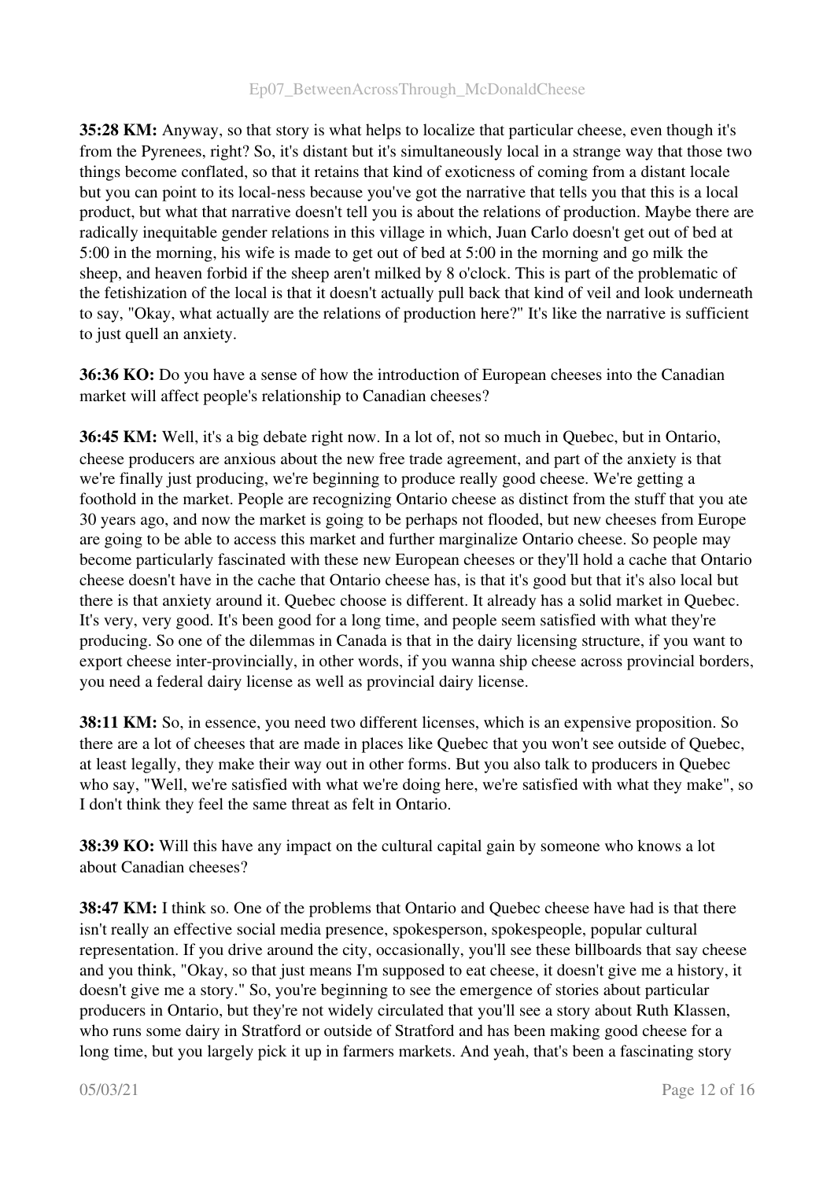**35:28 KM:** Anyway, so that story is what helps to localize that particular cheese, even though it's from the Pyrenees, right? So, it's distant but it's simultaneously local in a strange way that those two things become conflated, so that it retains that kind of exoticness of coming from a distant locale but you can point to its local-ness because you've got the narrative that tells you that this is a local product, but what that narrative doesn't tell you is about the relations of production. Maybe there are radically inequitable gender relations in this village in which, Juan Carlo doesn't get out of bed at 5:00 in the morning, his wife is made to get out of bed at 5:00 in the morning and go milk the sheep, and heaven forbid if the sheep aren't milked by 8 o'clock. This is part of the problematic of the fetishization of the local is that it doesn't actually pull back that kind of veil and look underneath to say, "Okay, what actually are the relations of production here?" It's like the narrative is sufficient to just quell an anxiety.

**36:36 KO:** Do you have a sense of how the introduction of European cheeses into the Canadian market will affect people's relationship to Canadian cheeses?

**36:45 KM:** Well, it's a big debate right now. In a lot of, not so much in Quebec, but in Ontario, cheese producers are anxious about the new free trade agreement, and part of the anxiety is that we're finally just producing, we're beginning to produce really good cheese. We're getting a foothold in the market. People are recognizing Ontario cheese as distinct from the stuff that you ate 30 years ago, and now the market is going to be perhaps not flooded, but new cheeses from Europe are going to be able to access this market and further marginalize Ontario cheese. So people may become particularly fascinated with these new European cheeses or they'll hold a cache that Ontario cheese doesn't have in the cache that Ontario cheese has, is that it's good but that it's also local but there is that anxiety around it. Quebec choose is different. It already has a solid market in Quebec. It's very, very good. It's been good for a long time, and people seem satisfied with what they're producing. So one of the dilemmas in Canada is that in the dairy licensing structure, if you want to export cheese inter-provincially, in other words, if you wanna ship cheese across provincial borders, you need a federal dairy license as well as provincial dairy license.

**38:11 KM:** So, in essence, you need two different licenses, which is an expensive proposition. So there are a lot of cheeses that are made in places like Quebec that you won't see outside of Quebec, at least legally, they make their way out in other forms. But you also talk to producers in Quebec who say, "Well, we're satisfied with what we're doing here, we're satisfied with what they make", so I don't think they feel the same threat as felt in Ontario.

**38:39 KO:** Will this have any impact on the cultural capital gain by someone who knows a lot about Canadian cheeses?

**38:47 KM:** I think so. One of the problems that Ontario and Quebec cheese have had is that there isn't really an effective social media presence, spokesperson, spokespeople, popular cultural representation. If you drive around the city, occasionally, you'll see these billboards that say cheese and you think, "Okay, so that just means I'm supposed to eat cheese, it doesn't give me a history, it doesn't give me a story." So, you're beginning to see the emergence of stories about particular producers in Ontario, but they're not widely circulated that you'll see a story about Ruth Klassen, who runs some dairy in Stratford or outside of Stratford and has been making good cheese for a long time, but you largely pick it up in farmers markets. And yeah, that's been a fascinating story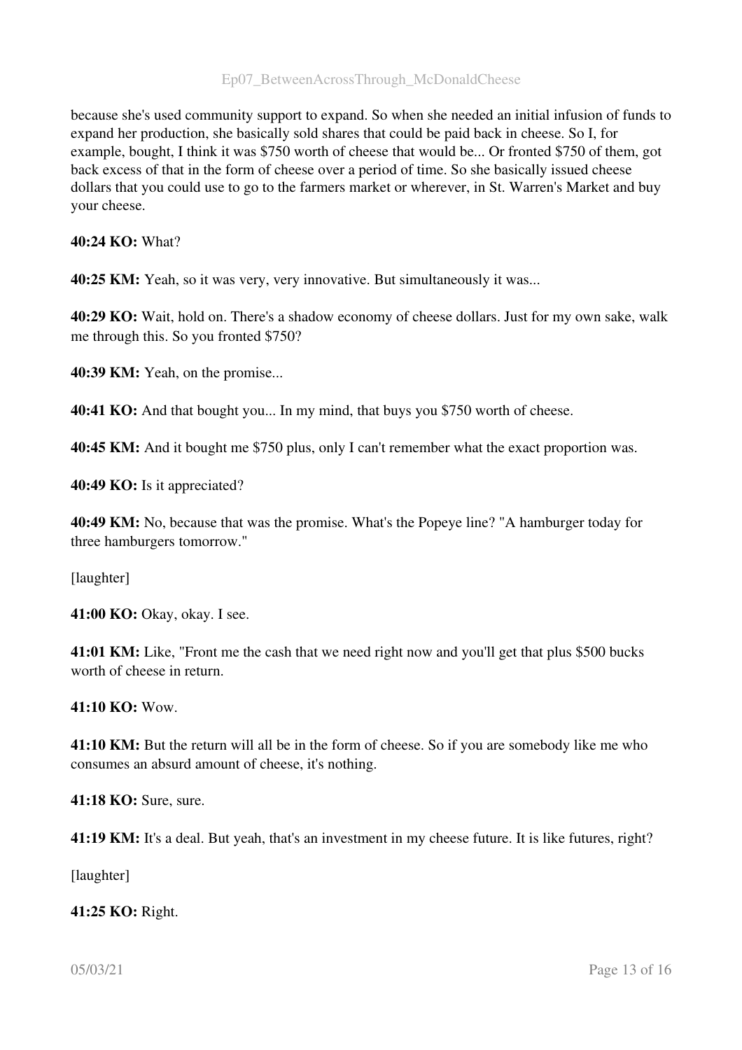because she's used community support to expand. So when she needed an initial infusion of funds to expand her production, she basically sold shares that could be paid back in cheese. So I, for example, bought, I think it was $750 worth of cheese that would be... Or fronted $750 of them, got back excess of that in the form of cheese over a period of time. So she basically issued cheese dollars that you could use to go to the farmers market or wherever, in St. Warren's Market and buy your cheese.

**40:24 KO:** What?

**40:25 KM:** Yeah, so it was very, very innovative. But simultaneously it was...

**40:29 KO:** Wait, hold on. There's a shadow economy of cheese dollars. Just for my own sake, walk me through this. So you fronted $750?

**40:39 KM:** Yeah, on the promise...

**40:41 KO:** And that bought you... In my mind, that buys you $750 worth of cheese.

**40:45 KM:** And it bought me $750 plus, only I can't remember what the exact proportion was.

**40:49 KO:** Is it appreciated?

**40:49 KM:** No, because that was the promise. What's the Popeye line? "A hamburger today for three hamburgers tomorrow."

[laughter]

**41:00 KO:** Okay, okay. I see.

**41:01 KM:** Like, "Front me the cash that we need right now and you'll get that plus $500 bucks worth of cheese in return.

**41:10 KO:** Wow.

**41:10 KM:** But the return will all be in the form of cheese. So if you are somebody like me who consumes an absurd amount of cheese, it's nothing.

**41:18 KO:** Sure, sure.

**41:19 KM:** It's a deal. But yeah, that's an investment in my cheese future. It is like futures, right?

[laughter]

**41:25 KO:** Right.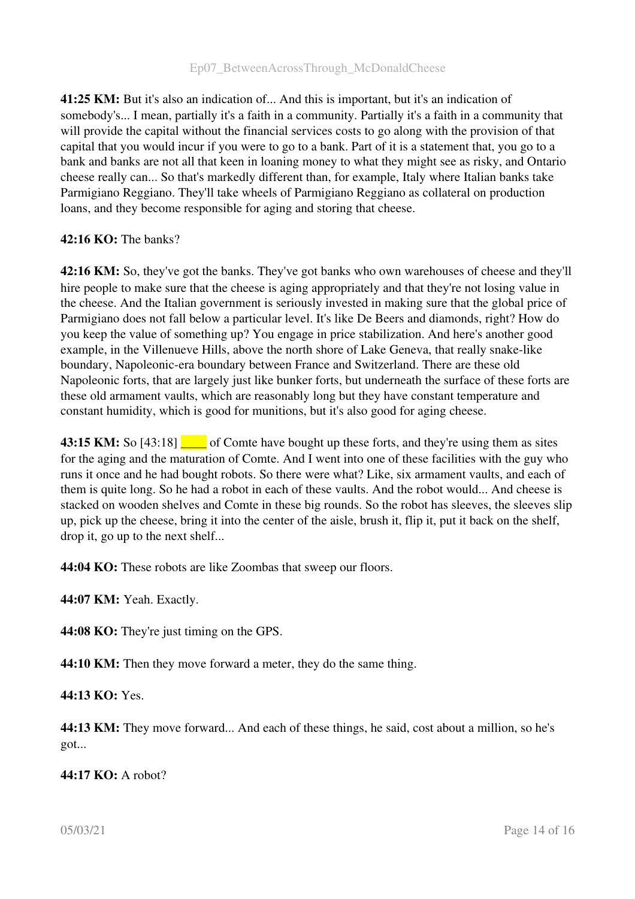**41:25 KM:** But it's also an indication of... And this is important, but it's an indication of somebody's... I mean, partially it's a faith in a community. Partially it's a faith in a community that will provide the capital without the financial services costs to go along with the provision of that capital that you would incur if you were to go to a bank. Part of it is a statement that, you go to a bank and banks are not all that keen in loaning money to what they might see as risky, and Ontario cheese really can... So that's markedly different than, for example, Italy where Italian banks take Parmigiano Reggiano. They'll take wheels of Parmigiano Reggiano as collateral on production loans, and they become responsible for aging and storing that cheese.

**42:16 KO:** The banks?

**42:16 KM:** So, they've got the banks. They've got banks who own warehouses of cheese and they'll hire people to make sure that the cheese is aging appropriately and that they're not losing value in the cheese. And the Italian government is seriously invested in making sure that the global price of Parmigiano does not fall below a particular level. It's like De Beers and diamonds, right? How do you keep the value of something up? You engage in price stabilization. And here's another good example, in the Villenueve Hills, above the north shore of Lake Geneva, that really snake-like boundary, Napoleonic-era boundary between France and Switzerland. There are these old Napoleonic forts, that are largely just like bunker forts, but underneath the surface of these forts are these old armament vaults, which are reasonably long but they have constant temperature and constant humidity, which is good for munitions, but it's also good for aging cheese.

**43:15 KM:** So [43:18] ____ of Comte have bought up these forts, and they're using them as sites for the aging and the maturation of Comte. And I went into one of these facilities with the guy who runs it once and he had bought robots. So there were what? Like, six armament vaults, and each of them is quite long. So he had a robot in each of these vaults. And the robot would... And cheese is stacked on wooden shelves and Comte in these big rounds. So the robot has sleeves, the sleeves slip up, pick up the cheese, bring it into the center of the aisle, brush it, flip it, put it back on the shelf, drop it, go up to the next shelf...

**44:04 KO:** These robots are like Zoombas that sweep our floors.

**44:07 KM:** Yeah. Exactly.

**44:08 KO:** They're just timing on the GPS.

**44:10 KM:** Then they move forward a meter, they do the same thing.

**44:13 KO:** Yes.

**44:13 KM:** They move forward... And each of these things, he said, cost about a million, so he's got...

**44:17 KO:** A robot?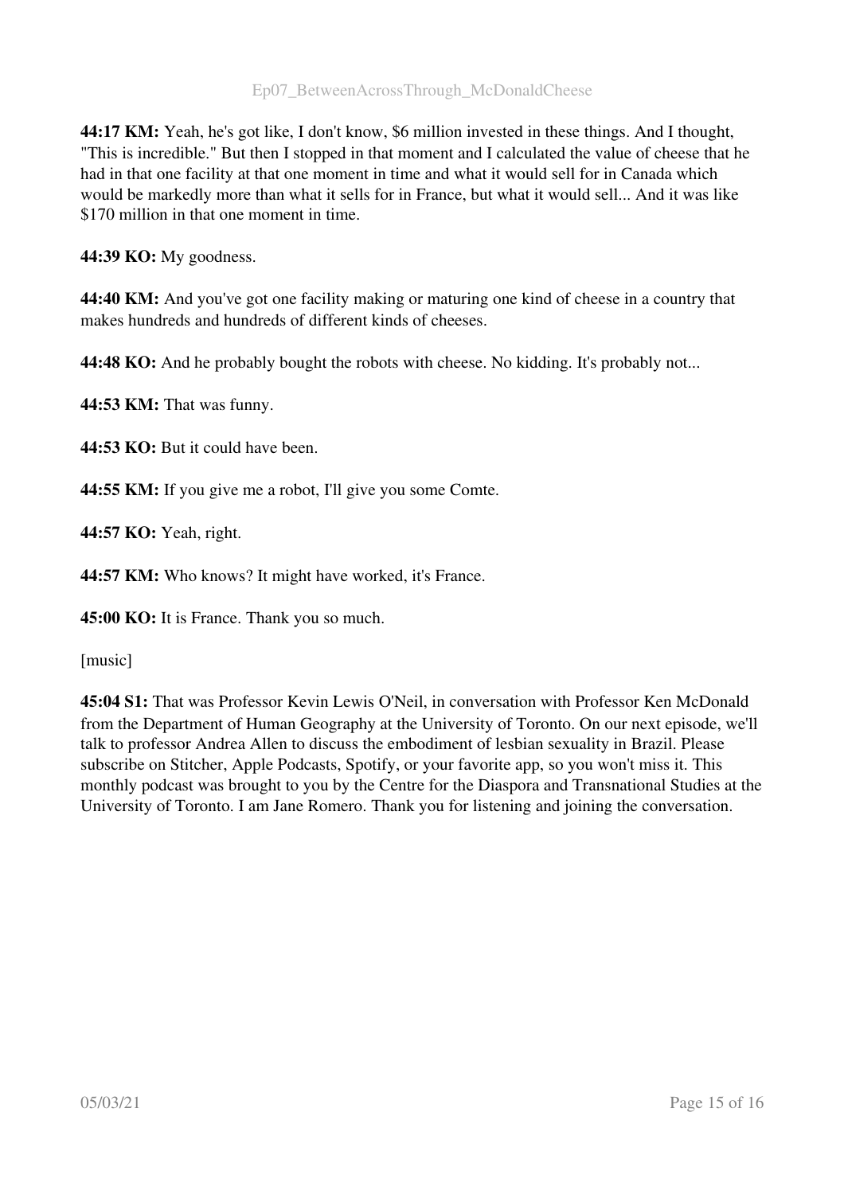**44:17 KM:** Yeah, he's got like, I don't know, $6 million invested in these things. And I thought, "This is incredible." But then I stopped in that moment and I calculated the value of cheese that he had in that one facility at that one moment in time and what it would sell for in Canada which would be markedly more than what it sells for in France, but what it would sell... And it was like $170 million in that one moment in time.

**44:39 KO:** My goodness.

**44:40 KM:** And you've got one facility making or maturing one kind of cheese in a country that makes hundreds and hundreds of different kinds of cheeses.

**44:48 KO:** And he probably bought the robots with cheese. No kidding. It's probably not...

**44:53 KM:** That was funny.

**44:53 KO:** But it could have been.

**44:55 KM:** If you give me a robot, I'll give you some Comte.

**44:57 KO:** Yeah, right.

**44:57 KM:** Who knows? It might have worked, it's France.

**45:00 KO:** It is France. Thank you so much.

[music]

**45:04 S1:** That was Professor Kevin Lewis O'Neil, in conversation with Professor Ken McDonald from the Department of Human Geography at the University of Toronto. On our next episode, we'll talk to professor Andrea Allen to discuss the embodiment of lesbian sexuality in Brazil. Please subscribe on Stitcher, Apple Podcasts, Spotify, or your favorite app, so you won't miss it. This monthly podcast was brought to you by the Centre for the Diaspora and Transnational Studies at the University of Toronto. I am Jane Romero. Thank you for listening and joining the conversation.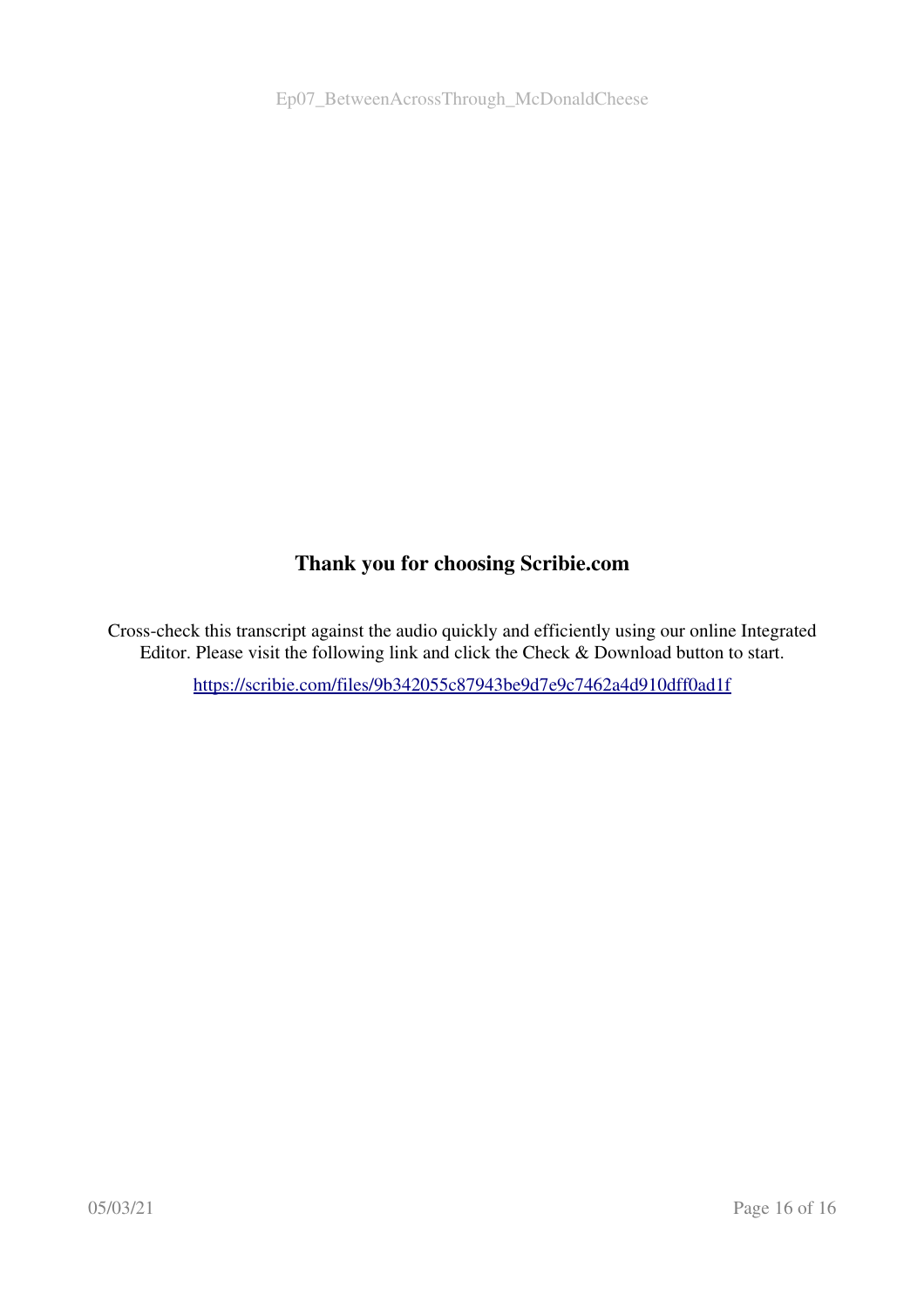**Thank you for choosing Scribie.com**

Cross-check this transcript against the audio quickly and efficiently using our online Integrated Editor. Please visit the following link and click the Check & Download button to start.

https://scribie.com/files/9b342055c87943be9d7e9c7462a4d910dff0ad1f